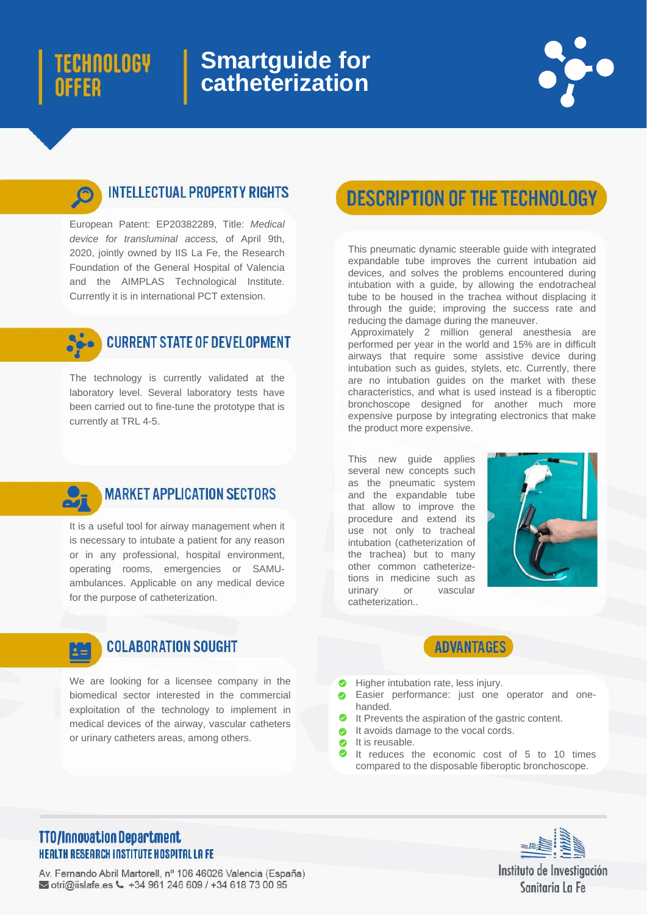# TECHNOLOGY OFFER

# Smartguide for catheterization

## INTELLECTUAL PROPERTY RIGHTS

European Patent: EP20382289, Title: *Medical device for transluminal access,* of April 9th, 2020, jointly owned by IIS La Fe, the Research Foundation of the General Hospital of Valencia and the AIMPLAS Technological Institute. Currently it is in international PCT extension.

## CURRENT STATE OF DEVELOPMENT

The technology is currently validated at the laboratory level. Several laboratory tests have been carried out to fine-tune the prototype that is currently at TRL 4-5.

## MARKET APPLICATION SECTORS

It is a useful tool for airway management when it is necessary to intubate a patient for any reason or in any professional, hospital environment, operating rooms, emergencies or SAMU-ambulances. Applicable on any medical device for the purpose of catheterization.

## COLABORATION SOUGHT

We are looking for a licensee company in the biomedical sector interested in the commercial exploitation of the technology to implement in medical devices of the airway, vascular catheters or urinary catheters areas, among others.

## DESCRIPTION OF THE TECHNOLOGY

This pneumatic dynamic steerable guide with integrated expandable tube improves the current intubation aid devices, and solves the problems encountered during intubation with a guide, by allowing the endotracheal tube to be housed in the trachea without displacing it through the guide; improving the success rate and reducing the damage during the maneuver.

Approximately 2 million general anesthesia are performed per year in the world and 15% are in difficult airways that require some assistive device during intubation such as guides, stylets, etc. Currently, there are no intubation guides on the market with these characteristics, and what is used instead is a fiberoptic bronchoscope designed for another much more expensive purpose by integrating electronics that make the product more expensive.

This new guide applies several new concepts such as the pneumatic system and the expandable tube that allow to improve the procedure and extend its use not only to tracheal intubation (catheterization of the trachea) but to many other common catheterize-tions in medicine such as urinary or vascular catheterization..

## ADVANTAGES

- Higher intubation rate, less injury.
- Easier performance: just one operator and one-handed.
- It Prevents the aspiration of the gastric content.
- It avoids damage to the vocal cords.
- It is reusable.
- It reduces the economic cost of 5 to 10 times compared to the disposable fiberoptic bronchoscope.

**TTO/Innovation Department**
**HEALTH RESEARCH INSTITUTE HOSPITAL LA FE**

Av. Fernando Abril Martorell, nº 106 46026 Valencia (España)
otri@iislafe.es +34 961 246 609 / +34 618 73 00 95

Instituto de Investigación Sanitaria La Fe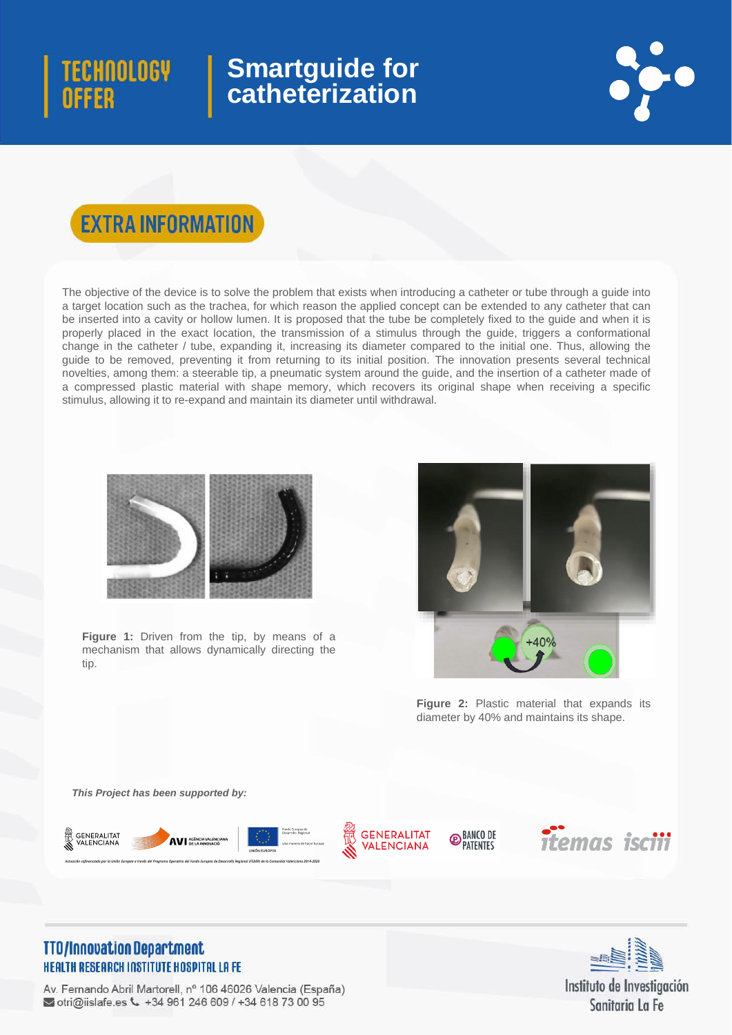TECHNOLOGY OFFER

# Smartguide for catheterization

## EXTRA INFORMATION

The objective of the device is to solve the problem that exists when introducing a catheter or tube through a guide into a target location such as the trachea, for which reason the applied concept can be extended to any catheter that can be inserted into a cavity or hollow lumen. It is proposed that the tube be completely fixed to the guide and when it is properly placed in the exact location, the transmission of a stimulus through the guide, triggers a conformational change in the catheter / tube, expanding it, increasing its diameter compared to the initial one. Thus, allowing the guide to be removed, preventing it from returning to its initial position. The innovation presents several technical novelties, among them: a steerable tip, a pneumatic system around the guide, and the insertion of a catheter made of a compressed plastic material with shape memory, which recovers its original shape when receiving a specific stimulus, allowing it to re-expand and maintain its diameter until withdrawal.

**Figure 1:** Driven from the tip, by means of a mechanism that allows dynamically directing the tip.

+40%

**Figure 2:** Plastic material that expands its diameter by 40% and maintains its shape.

***This Project has been supported by:***

GENERALITAT VALENCIANA · AVI AGÈNCIA VALENCIANA DE LA INNOVACIÓ · UNIÓN EUROPEA Fondo Europeo de Desarrollo Regional · GENERALITAT VALENCIANA · BANCO DE PATENTES · itemas · isciii

**TTO/Innovation Department**
**HEALTH RESEARCH INSTITUTE HOSPITAL LA FE**

Av. Fernando Abril Martorell, nº 106 46026 Valencia (España)
otri@iislafe.es +34 961 246 609 / +34 618 73 00 95

Instituto de Investigación Sanitaria La Fe